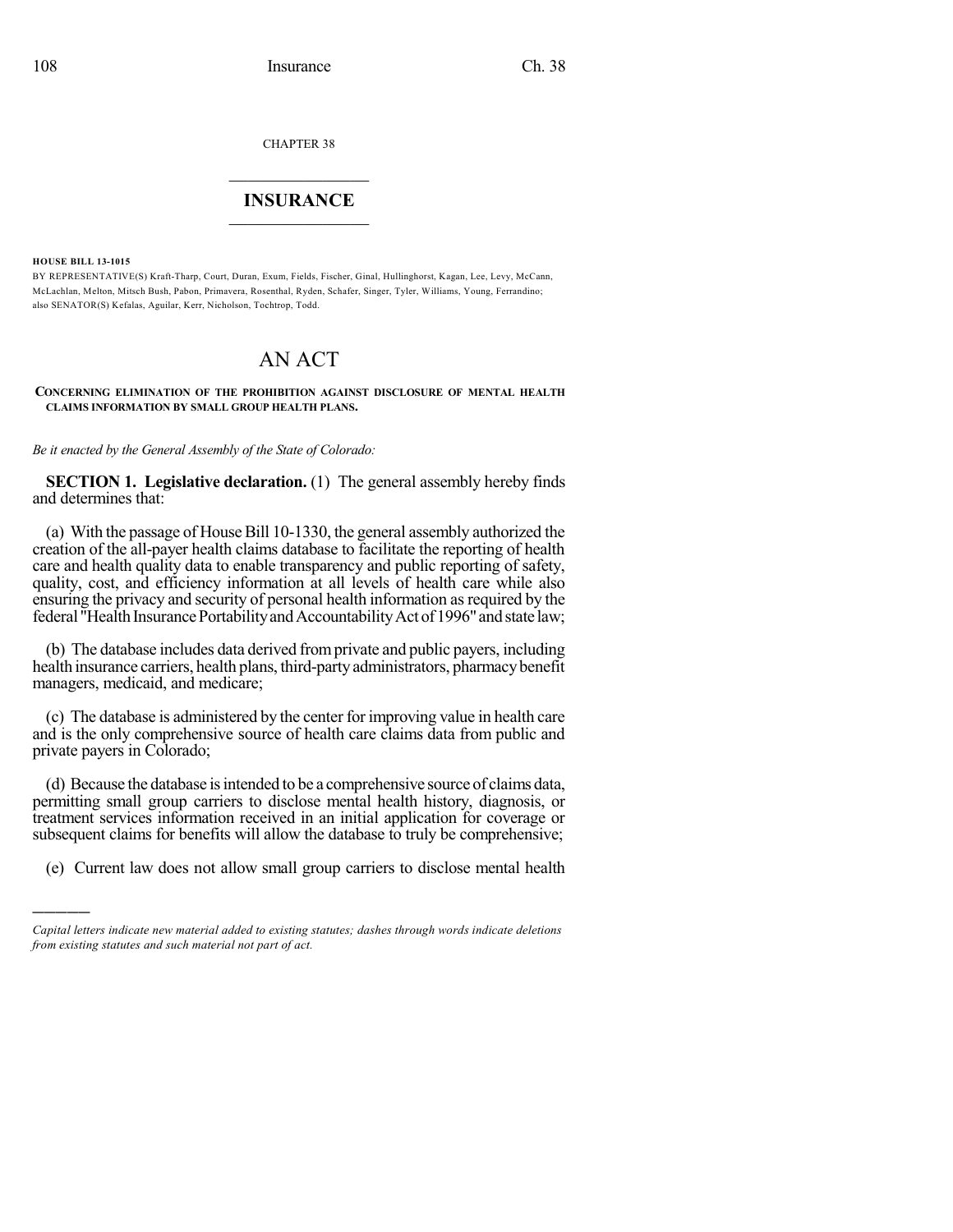CHAPTER 38

# INSURANCE

**HOUSE BILL 13-1015**

BY REPRESENTATIVE(S) Kraft-Tharp, Court, Duran, Exum, Fields, Fischer, Ginal, Hullinghorst, Kagan, Lee, Levy, McCann, McLachlan, Melton, Mitsch Bush, Pabon, Primavera, Rosenthal, Ryden, Schafer, Singer, Tyler, Williams, Young, Ferrandino; also SENATOR(S) Kefalas, Aguilar, Kerr, Nicholson, Tochtrop, Todd.

# AN ACT

**CONCERNING ELIMINATION OF THE PROHIBITION AGAINST DISCLOSURE OF MENTAL HEALTH CLAIMS INFORMATION BY SMALL GROUP HEALTH PLANS.**

*Be it enacted by the General Assembly of the State of Colorado:*

**SECTION 1. Legislative declaration.** (1) The general assembly hereby finds and determines that:

(a) With the passage of House Bill 10-1330, the general assembly authorized the creation of the all-payer health claims database to facilitate the reporting of health care and health quality data to enable transparency and public reporting of safety, quality, cost, and efficiency information at all levels of health care while also ensuring the privacy and security of personal health information as required by the federal "Health Insurance Portability and Accountability Act of 1996" and state law;

(b) The database includes data derived from private and public payers, including health insurance carriers, health plans, third-party administrators, pharmacy benefit managers, medicaid, and medicare;

(c) The database is administered by the center for improving value in health care and is the only comprehensive source of health care claims data from public and private payers in Colorado;

(d) Because the database is intended to be a comprehensive source of claims data, permitting small group carriers to disclose mental health history, diagnosis, or treatment services information received in an initial application for coverage or subsequent claims for benefits will allow the database to truly be comprehensive;

(e) Current law does not allow small group carriers to disclose mental health

*Capital letters indicate new material added to existing statutes; dashes through words indicate deletions from existing statutes and such material not part of act.*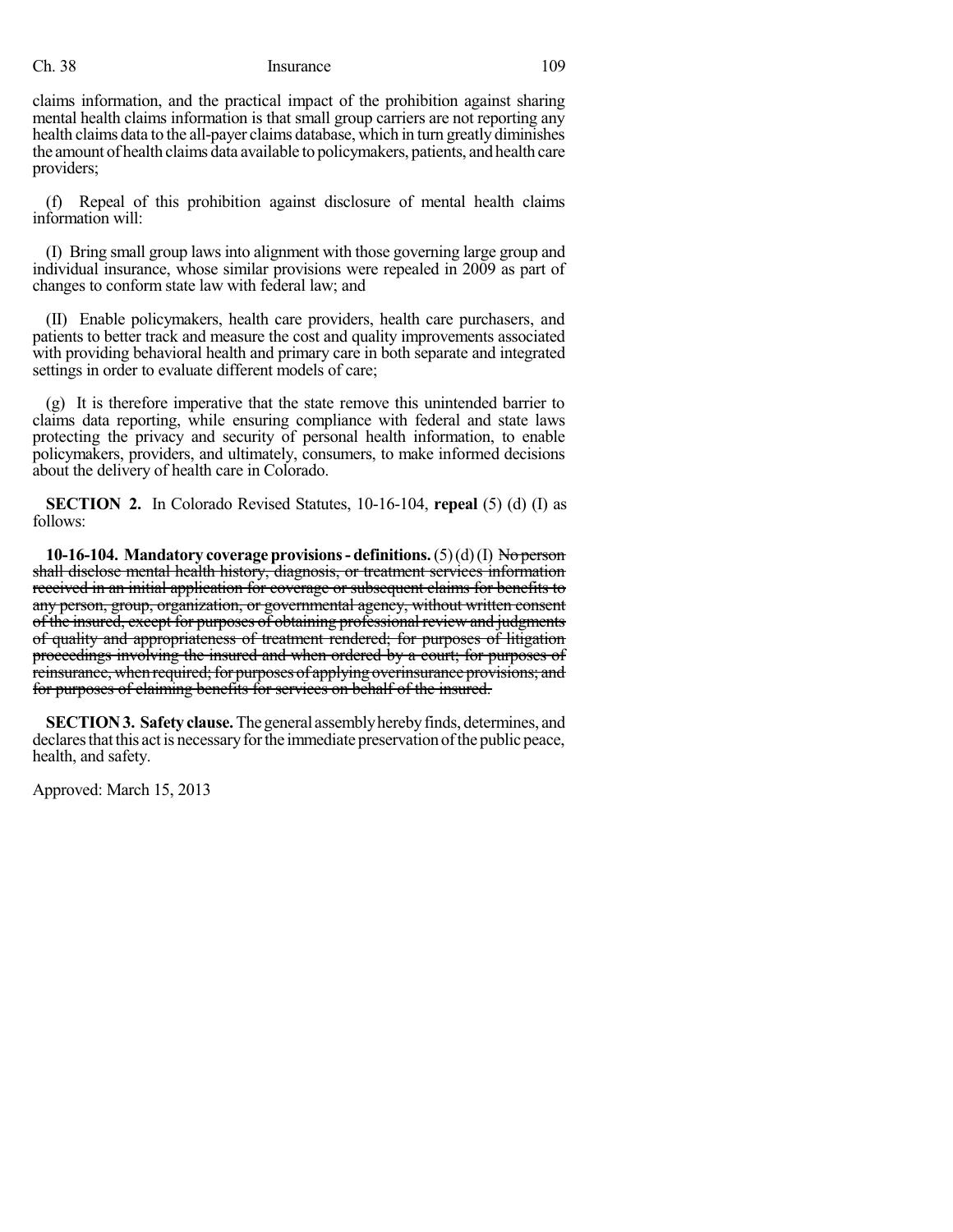claims information, and the practical impact of the prohibition against sharing mental health claims information is that small group carriers are not reporting any health claims data to the all-payer claims database, which in turn greatly diminishes the amount of health claims data available to policymakers, patients, and health care providers;

(f) Repeal of this prohibition against disclosure of mental health claims information will:

(I) Bring small group laws into alignment with those governing large group and individual insurance, whose similar provisions were repealed in 2009 as part of changes to conform state law with federal law; and

(II) Enable policymakers, health care providers, health care purchasers, and patients to better track and measure the cost and quality improvements associated with providing behavioral health and primary care in both separate and integrated settings in order to evaluate different models of care;

(g) It is therefore imperative that the state remove this unintended barrier to claims data reporting, while ensuring compliance with federal and state laws protecting the privacy and security of personal health information, to enable policymakers, providers, and ultimately, consumers, to make informed decisions about the delivery of health care in Colorado.

**SECTION 2.** In Colorado Revised Statutes, 10-16-104, **repeal** (5) (d) (I) as follows:

**10-16-104. Mandatory coverage provisions - definitions.** (5) (d) (I) ~~No person shall disclose mental health history, diagnosis, or treatment services information received in an initial application for coverage or subsequent claims for benefits to any person, group, organization, or governmental agency, without written consent of the insured, except for purposes of obtaining professional review and judgments of quality and appropriateness of treatment rendered; for purposes of litigation proceedings involving the insured and when ordered by a court; for purposes of reinsurance, when required; for purposes of applying overinsurance provisions; and for purposes of claiming benefits for services on behalf of the insured.~~

**SECTION 3. Safety clause.** The general assembly hereby finds, determines, and declares that this act is necessary for the immediate preservation of the public peace, health, and safety.

Approved: March 15, 2013